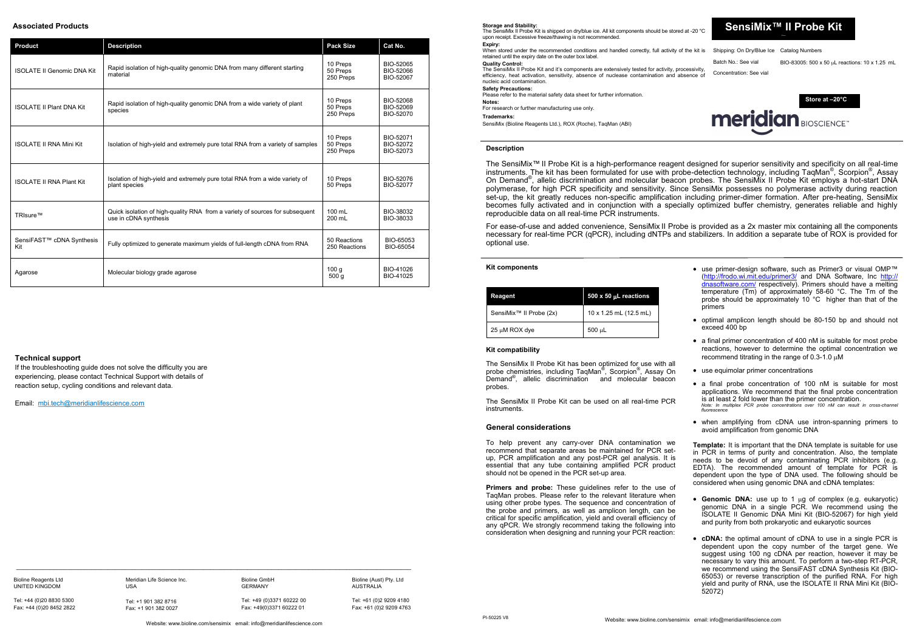# SensiMix™ II Probe Kit

Shipping: On Dry/Blue Ice

Batch No.: See vial

Concentration: See vial

Catalog Numbers

BIO-83005: 500 x 50 μL reactions: 10 x 1.25 mL

**Store at –20°C**

meridian BIOSCIENCE™

**Storage and Stability:**
The SensiMix II Probe Kit is shipped on dry/blue ice. All kit components should be stored at -20 °C upon receipt. Excessive freeze/thawing is not recommended.

**Expiry:**
When stored under the recommended conditions and handled correctly, full activity of the kit is retained until the expiry date on the outer box label.

**Quality Control:**
The SensiMix II Probe Kit and it's components are extensively tested for activity, processivity, efficiency, heat activation, sensitivity, absence of nuclease contamination and absence of nucleic acid contamination.

**Safety Precautions:**
Please refer to the material safety data sheet for further information.

**Notes:**
For research or further manufacturing use only.

**Trademarks:**
SensiMix (Bioline Reagents Ltd.), ROX (Roche), TaqMan (ABI)

## Description

The SensiMix™ II Probe Kit is a high-performance reagent designed for superior sensitivity and specificity on all real-time instruments. The kit has been formulated for use with probe-detection technology, including TaqMan®, Scorpion®, Assay On Demand®, allelic discrimination and molecular beacon probes. The SensiMix II Probe Kit employs a hot-start DNA polymerase, for high PCR specificity and sensitivity. Since SensiMix possesses no polymerase activity during reaction set-up, the kit greatly reduces non-specific amplification including primer-dimer formation. After pre-heating, SensiMix becomes fully activated and in conjunction with a specially optimized buffer chemistry, generates reliable and highly reproducible data on all real-time PCR instruments.

For ease-of-use and added convenience, SensiMix II Probe is provided as a 2x master mix containing all the components necessary for real-time PCR (qPCR), including dNTPs and stabilizers. In addition a separate tube of ROX is provided for optional use.

### Kit components

| Reagent | 500 x 50 μL reactions |
|---|---|
| SensiMix™ II Probe (2x) | 10 x 1.25 mL (12.5 mL) |
| 25 μM ROX dye | 500 μL |

### Kit compatibility

The SensiMix II Probe Kit has been optimized for use with all probe chemistries, including TaqMan®, Scorpion®, Assay On Demand®, allelic discrimination and molecular beacon probes.

The SensiMix II Probe Kit can be used on all real-time PCR instruments.

## General considerations

To help prevent any carry-over DNA contamination we recommend that separate areas be maintained for PCR set-up, PCR amplification and any post-PCR gel analysis. It is essential that any tube containing amplified PCR product should not be opened in the PCR set-up area.

**Primers and probe:** These guidelines refer to the use of TaqMan probes. Please refer to the relevant literature when using other probe types. The sequence and concentration of the probe and primers, as well as amplicon length, can be critical for specific amplification, yield and overall efficiency of any qPCR. We strongly recommend taking the following into consideration when designing and running your PCR reaction:

- use primer-design software, such as Primer3 or visual OMP™ (http://frodo.wi.mit.edu/primer3/ and DNA Software, Inc http://dnasoftware.com/ respectively). Primers should have a melting temperature (Tm) of approximately 58-60 °C. The Tm of the probe should be approximately 10 °C higher than that of the primers
- optimal amplicon length should be 80-150 bp and should not exceed 400 bp
- a final primer concentration of 400 nM is suitable for most probe reactions, however to determine the optimal concentration we recommend titrating in the range of 0.3-1.0 μM
- use equimolar primer concentrations
- a final probe concentration of 100 nM is suitable for most applications. We recommend that the final probe concentration is at least 2 fold lower than the primer concentration.
  *Note: In multiplex PCR probe concentrations over 100 nM can result in cross-channel fluorescence*
- when amplifying from cDNA use intron-spanning primers to avoid amplification from genomic DNA

**Template:** It is important that the DNA template is suitable for use in PCR in terms of purity and concentration. Also, the template needs to be devoid of any contaminating PCR inhibitors (e.g. EDTA). The recommended amount of template for PCR is dependent upon the type of DNA used. The following should be considered when using genomic DNA and cDNA templates:

- **Genomic DNA:** use up to 1 μg of complex (e.g. eukaryotic) genomic DNA in a single PCR. We recommend using the ISOLATE II Genomic DNA Mini Kit (BIO-52067) for high yield and purity from both prokaryotic and eukaryotic sources
- **cDNA:** the optimal amount of cDNA to use in a single PCR is dependent upon the copy number of the target gene. We suggest using 100 ng cDNA per reaction, however it may be necessary to vary this amount. To perform a two-step RT-PCR, we recommend using the SensiFAST cDNA Synthesis Kit (BIO-65053) or reverse transcription of the purified RNA. For high yield and purity of RNA, use the ISOLATE II RNA Mini Kit (BIO-52072)

## Associated Products

| Product | Description | Pack Size | Cat No. |
|---|---|---|---|
| ISOLATE II Genomic DNA Kit | Rapid isolation of high-quality genomic DNA from many different starting material | 10 Preps<br>50 Preps<br>250 Preps | BIO-52065<br>BIO-52066<br>BIO-52067 |
| ISOLATE II Plant DNA Kit | Rapid isolation of high-quality genomic DNA from a wide variety of plant species | 10 Preps<br>50 Preps<br>250 Preps | BIO-52068<br>BIO-52069<br>BIO-52070 |
| ISOLATE II RNA Mini Kit | Isolation of high-yield and extremely pure total RNA from a variety of samples | 10 Preps<br>50 Preps<br>250 Preps | BIO-52071<br>BIO-52072<br>BIO-52073 |
| ISOLATE II RNA Plant Kit | Isolation of high-yield and extremely pure total RNA from a wide variety of plant species | 10 Preps<br>50 Preps | BIO-52076<br>BIO-52077 |
| TRIsure™ | Quick isolation of high-quality RNA from a variety of sources for subsequent use in cDNA synthesis | 100 mL<br>200 mL | BIO-38032<br>BIO-38033 |
| SensiFAST™ cDNA Synthesis Kit | Fully optimized to generate maximum yields of full-length cDNA from RNA | 50 Reactions<br>250 Reactions | BIO-65053<br>BIO-65054 |
| Agarose | Molecular biology grade agarose | 100 g<br>500 g | BIO-41026<br>BIO-41025 |

## Technical support

If the troubleshooting guide does not solve the difficulty you are experiencing, please contact Technical Support with details of reaction setup, cycling conditions and relevant data.

Email: mbi.tech@meridianlifescience.com

Bioline Reagents Ltd
UNITED KINGDOM
Tel: +44 (0)20 8830 5300
Fax: +44 (0)20 8452 2822

Meridian Life Science Inc.
USA
Tel: +1 901 382 8716
Fax: +1 901 382 0027

Bioline GmbH
GERMANY
Tel: +49 (0)3371 60222 00
Fax: +49(0)3371 60222 01

Bioline (Aust) Pty. Ltd
AUSTRALIA
Tel: +61 (0)2 9209 4180
Fax: +61 (0)2 9209 4763

Website: www.bioline.com/sensimix email: info@meridianlifescience.com

PI-50225 V8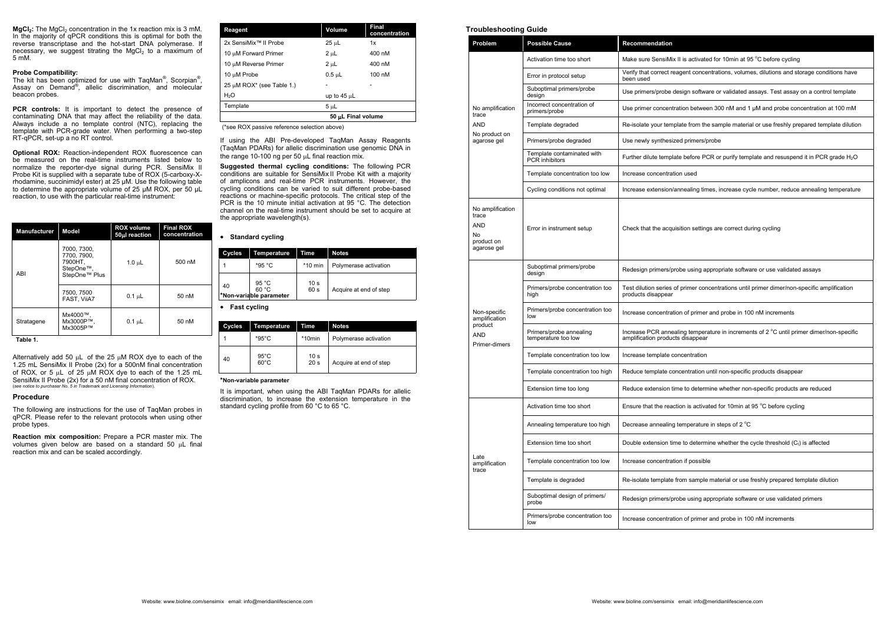**$MgCl_2$:** The $MgCl_2$ concentration in the 1x reaction mix is 3 mM. In the majority of qPCR conditions this is optimal for both the reverse transcriptase and the hot-start DNA polymerase. If necessary, we suggest titrating the $MgCl_2$ to a maximum of 5 mM.

**Probe Compatibility:**
The kit has been optimized for use with TaqMan®, Scorpian®, Assay on Demand®, allelic discrimination, and molecular beacon probes.

**PCR controls:** It is important to detect the presence of contaminating DNA that may affect the reliability of the data. Always include a no template control (NTC), replacing the template with PCR-grade water. When performing a two-step RT-qPCR, set-up a no RT control.

**Optional ROX:** Reaction-independent ROX fluorescence can be measured on the real-time instruments listed below to normalize the reporter-dye signal during PCR. SensiMix II Probe Kit is supplied with a separate tube of ROX (5-carboxy-X-rhodamine, succinimidyl ester) at 25 µM. Use the following table to determine the appropriate volume of 25 µM ROX, per 50 µL reaction, to use with the particular real-time instrument:

| Manufacturer | Model | ROX volume 50µl reaction | Final ROX concentration |
|---|---|---|---|
| ABI | 7000, 7300, 7700, 7900, 7900HT, StepOne™, StepOne™ Plus | 1.0 µL | 500 nM |
| | 7500, 7500 FAST, ViiA7 | 0.1 µL | 50 nM |
| Stratagene | Mx4000™, Mx3000P™, Mx3005P™ | 0.1 µL | 50 nM |

**Table 1.**

Alternatively add 50 µL of the 25 µM ROX dye to each of the 1.25 mL SensiMix II Probe (2x) for a 500nM final concentration of ROX, or 5 µL of 25 µM ROX dye to each of the 1.25 mL SensiMix II Probe (2x) for a 50 nM final concentration of ROX. (*see notice to purchaser No. 5 in Trademark and Licensing Information*).

## Procedure

The following are instructions for the use of TaqMan probes in qPCR. Please refer to the relevant protocols when using other probe types.

**Reaction mix composition:** Prepare a PCR master mix. The volumes given below are based on a standard 50 µL final reaction mix and can be scaled accordingly.

| Reagent | Volume | Final concentration |
|---|---|---|
| 2x SensiMix™ II Probe | 25 µL | 1x |
| 10 µM Forward Primer | 2 µL | 400 nM |
| 10 µM Reverse Primer | 2 µL | 400 nM |
| 10 µM Probe | 0.5 µL | 100 nM |
| 25 µM ROX* (see Table 1.) | - | - |
| $H_2O$ | up to 45 µL | |
| Template | 5 µL | |
| | **50 µL Final volume** | |

(*see ROX passive reference selection above)

If using the ABI Pre-developed TaqMan Assay Reagents (TaqMan PDARs) for allelic discrimination use genomic DNA in the range 10-100 ng per 50 µL final reaction mix.

**Suggested thermal cycling conditions:** The following PCR conditions are suitable for SensiMix II Probe Kit with a majority of amplicons and real-time PCR instruments. However, the cycling conditions can be varied to suit different probe-based reactions or machine-specific protocols. The critical step of the PCR is the 10 minute initial activation at 95 °C. The detection channel on the real-time instrument should be set to acquire at the appropriate wavelength(s).

- **Standard cycling**

| Cycles | Temperature | Time | Notes |
|---|---|---|---|
| 1 | *95 °C | *10 min | Polymerase activation |
| 40 | 95 °C<br>60 °C | 10 s<br>60 s | Acquire at end of step |

**\*Non-variable parameter**

- **Fast cycling**

| Cycles | Temperature | Time | Notes |
|---|---|---|---|
| 1 | *95°C | *10min | Polymerase activation |
| 40 | 95°C<br>60°C | 10 s<br>20 s | Acquire at end of step |

**\*Non-variable parameter**

It is important, when using the ABI TaqMan PDARs for allelic discrimination, to increase the extension temperature in the standard cycling profile from 60 °C to 65 °C.

## Troubleshooting Guide

| Problem | Possible Cause | Recommendation |
|---|---|---|
| No amplification trace AND No product on agarose gel | Activation time too short | Make sure SensiMix II is activated for 10min at 95 °C before cycling |
| | Error in protocol setup | Verify that correct reagent concentrations, volumes, dilutions and storage conditions have been used |
| | Suboptimal primers/probe design | Use primers/probe design software or validated assays. Test assay on a control template |
| | Incorrect concentration of primers/probe | Use primer concentration between 300 nM and 1 µM and probe concentration at 100 mM |
| | Template degraded | Re-isolate your template from the sample material or use freshly prepared template dilution |
| | Primers/probe degraded | Use newly synthesized primers/probe |
| | Template contaminated with PCR inhibitors | Further dilute template before PCR or purify template and resuspend it in PCR grade $H_2O$ |
| | Template concentration too low | Increase concentration used |
| | Cycling conditions not optimal | Increase extension/annealing times, increase cycle number, reduce annealing temperature |
| No amplification trace AND No product on agarose gel | Error in instrument setup | Check that the acquisition settings are correct during cycling |
| Non-specific amplification product AND Primer-dimers | Suboptimal primers/probe design | Redesign primers/probe using appropriate software or use validated assays |
| | Primers/probe concentration too high | Test dilution series of primer concentrations until primer dimer/non-specific amplification products disappear |
| | Primers/probe concentration too low | Increase concentration of primer and probe in 100 nM increments |
| | Primers/probe annealing temperature too low | Increase PCR annealing temperature in increments of 2 °C until primer dimer/non-specific amplification products disappear |
| | Template concentration too low | Increase template concentration |
| | Template concentration too high | Reduce template concentration until non-specific products disappear |
| | Extension time too long | Reduce extension time to determine whether non-specific products are reduced |
| Late amplification trace | Activation time too short | Ensure that the reaction is activated for 10min at 95 °C before cycling |
| | Annealing temperature too high | Decrease annealing temperature in steps of 2 °C |
| | Extension time too short | Double extension time to determine whether the cycle threshold ($C_t$) is affected |
| | Template concentration too low | Increase concentration if possible |
| | Template is degraded | Re-isolate template from sample material or use freshly prepared template dilution |
| | Suboptimal design of primers/ probe | Redesign primers/probe using appropriate software or use validated primers |
| | Primers/probe concentration too low | Increase concentration of primer and probe in 100 nM increments |

Website: www.bioline.com/sensimix email: info@meridianlifescience.com